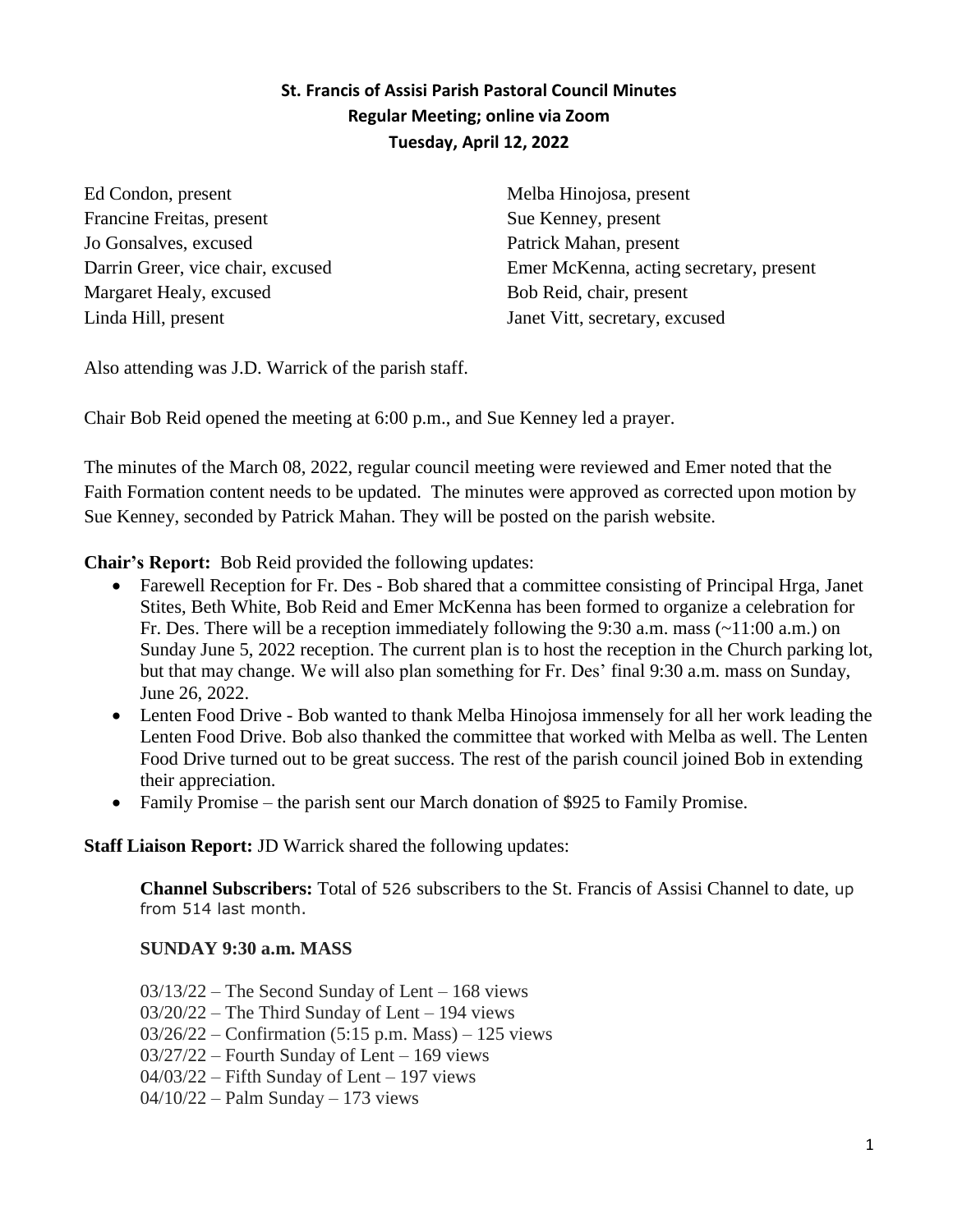# St. Francis of Assisi Parish Pastoral Council Minutes

## Regular Meeting; online via Zoom

## Tuesday, April 12, 2022

Ed Condon, present
Francine Freitas, present
Jo Gonsalves, excused
Darrin Greer, vice chair, excused
Margaret Healy, excused
Linda Hill, present
Melba Hinojosa, present
Sue Kenney, present
Patrick Mahan, present
Emer McKenna, acting secretary, present
Bob Reid, chair, present
Janet Vitt, secretary, excused

Also attending was J.D. Warrick of the parish staff.

Chair Bob Reid opened the meeting at 6:00 p.m., and Sue Kenney led a prayer.

The minutes of the March 08, 2022, regular council meeting were reviewed and Emer noted that the Faith Formation content needs to be updated. The minutes were approved as corrected upon motion by Sue Kenney, seconded by Patrick Mahan. They will be posted on the parish website.

**Chair's Report:** Bob Reid provided the following updates:

- Farewell Reception for Fr. Des - Bob shared that a committee consisting of Principal Hrga, Janet Stites, Beth White, Bob Reid and Emer McKenna has been formed to organize a celebration for Fr. Des. There will be a reception immediately following the 9:30 a.m. mass (~11:00 a.m.) on Sunday June 5, 2022 reception. The current plan is to host the reception in the Church parking lot, but that may change. We will also plan something for Fr. Des' final 9:30 a.m. mass on Sunday, June 26, 2022.
- Lenten Food Drive - Bob wanted to thank Melba Hinojosa immensely for all her work leading the Lenten Food Drive. Bob also thanked the committee that worked with Melba as well. The Lenten Food Drive turned out to be great success. The rest of the parish council joined Bob in extending their appreciation.
- Family Promise – the parish sent our March donation of $925 to Family Promise.

**Staff Liaison Report:** JD Warrick shared the following updates:

**Channel Subscribers:** Total of 526 subscribers to the St. Francis of Assisi Channel to date, up from 514 last month.

**SUNDAY 9:30 a.m. MASS**

03/13/22 – The Second Sunday of Lent – 168 views
03/20/22 – The Third Sunday of Lent – 194 views
03/26/22 – Confirmation (5:15 p.m. Mass) – 125 views
03/27/22 – Fourth Sunday of Lent – 169 views
04/03/22 – Fifth Sunday of Lent – 197 views
04/10/22 – Palm Sunday – 173 views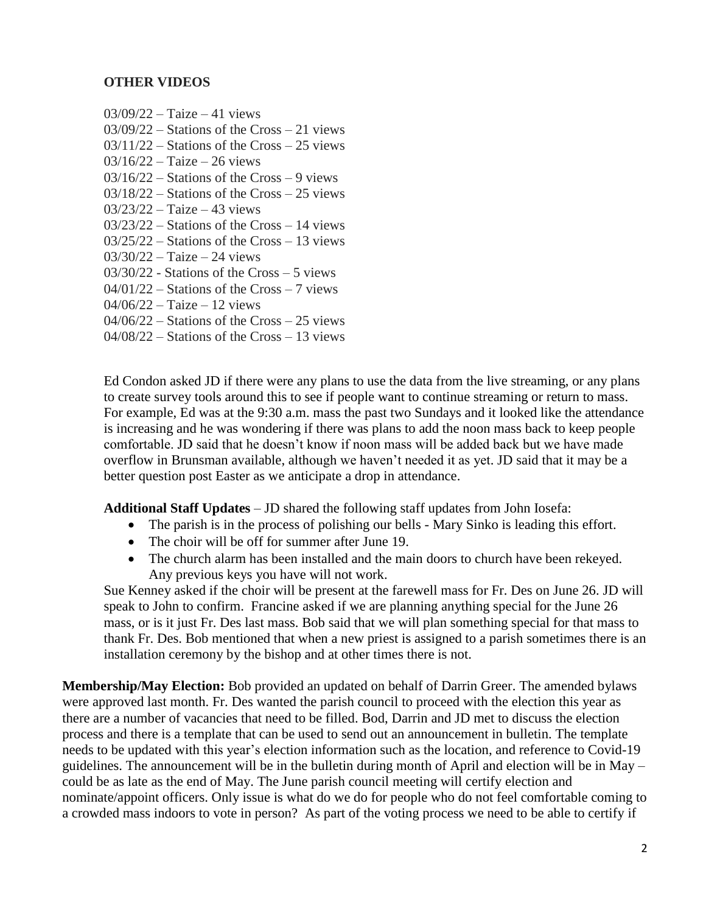**OTHER VIDEOS**

03/09/22 – Taize – 41 views
03/09/22 – Stations of the Cross – 21 views
03/11/22 – Stations of the Cross – 25 views
03/16/22 – Taize – 26 views
03/16/22 – Stations of the Cross – 9 views
03/18/22 – Stations of the Cross – 25 views
03/23/22 – Taize – 43 views
03/23/22 – Stations of the Cross – 14 views
03/25/22 – Stations of the Cross – 13 views
03/30/22 – Taize – 24 views
03/30/22 - Stations of the Cross – 5 views
04/01/22 – Stations of the Cross – 7 views
04/06/22 – Taize – 12 views
04/06/22 – Stations of the Cross – 25 views
04/08/22 – Stations of the Cross – 13 views

Ed Condon asked JD if there were any plans to use the data from the live streaming, or any plans to create survey tools around this to see if people want to continue streaming or return to mass. For example, Ed was at the 9:30 a.m. mass the past two Sundays and it looked like the attendance is increasing and he was wondering if there was plans to add the noon mass back to keep people comfortable. JD said that he doesn't know if noon mass will be added back but we have made overflow in Brunsman available, although we haven't needed it as yet. JD said that it may be a better question post Easter as we anticipate a drop in attendance.

**Additional Staff Updates** – JD shared the following staff updates from John Iosefa:

- The parish is in the process of polishing our bells - Mary Sinko is leading this effort.
- The choir will be off for summer after June 19.
- The church alarm has been installed and the main doors to church have been rekeyed. Any previous keys you have will not work.

Sue Kenney asked if the choir will be present at the farewell mass for Fr. Des on June 26. JD will speak to John to confirm. Francine asked if we are planning anything special for the June 26 mass, or is it just Fr. Des last mass. Bob said that we will plan something special for that mass to thank Fr. Des. Bob mentioned that when a new priest is assigned to a parish sometimes there is an installation ceremony by the bishop and at other times there is not.

**Membership/May Election:** Bob provided an updated on behalf of Darrin Greer. The amended bylaws were approved last month. Fr. Des wanted the parish council to proceed with the election this year as there are a number of vacancies that need to be filled. Bod, Darrin and JD met to discuss the election process and there is a template that can be used to send out an announcement in bulletin. The template needs to be updated with this year's election information such as the location, and reference to Covid-19 guidelines. The announcement will be in the bulletin during month of April and election will be in May – could be as late as the end of May. The June parish council meeting will certify election and nominate/appoint officers. Only issue is what do we do for people who do not feel comfortable coming to a crowded mass indoors to vote in person? As part of the voting process we need to be able to certify if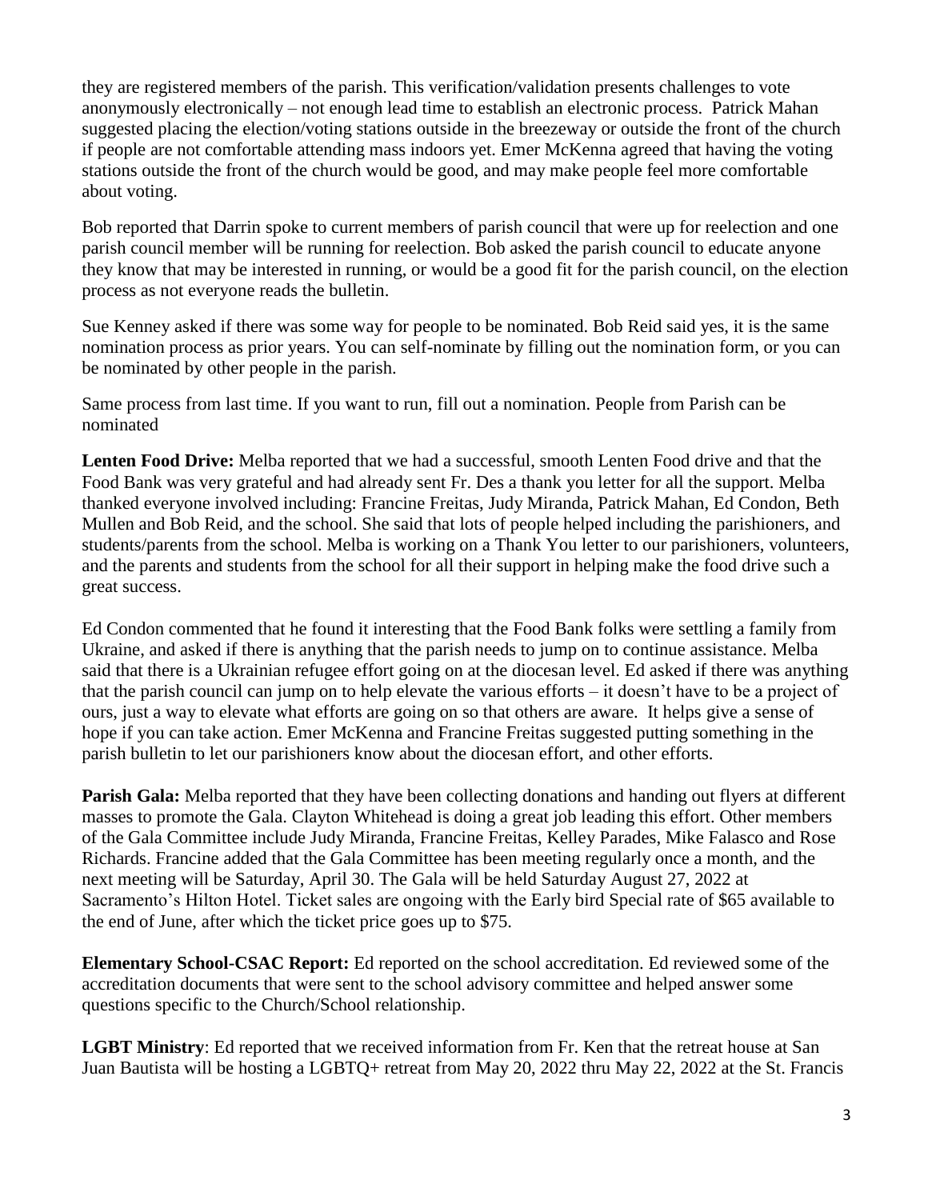they are registered members of the parish. This verification/validation presents challenges to vote anonymously electronically – not enough lead time to establish an electronic process. Patrick Mahan suggested placing the election/voting stations outside in the breezeway or outside the front of the church if people are not comfortable attending mass indoors yet. Emer McKenna agreed that having the voting stations outside the front of the church would be good, and may make people feel more comfortable about voting.

Bob reported that Darrin spoke to current members of parish council that were up for reelection and one parish council member will be running for reelection. Bob asked the parish council to educate anyone they know that may be interested in running, or would be a good fit for the parish council, on the election process as not everyone reads the bulletin.

Sue Kenney asked if there was some way for people to be nominated. Bob Reid said yes, it is the same nomination process as prior years. You can self-nominate by filling out the nomination form, or you can be nominated by other people in the parish.

Same process from last time. If you want to run, fill out a nomination. People from Parish can be nominated

**Lenten Food Drive:** Melba reported that we had a successful, smooth Lenten Food drive and that the Food Bank was very grateful and had already sent Fr. Des a thank you letter for all the support. Melba thanked everyone involved including: Francine Freitas, Judy Miranda, Patrick Mahan, Ed Condon, Beth Mullen and Bob Reid, and the school. She said that lots of people helped including the parishioners, and students/parents from the school. Melba is working on a Thank You letter to our parishioners, volunteers, and the parents and students from the school for all their support in helping make the food drive such a great success.

Ed Condon commented that he found it interesting that the Food Bank folks were settling a family from Ukraine, and asked if there is anything that the parish needs to jump on to continue assistance. Melba said that there is a Ukrainian refugee effort going on at the diocesan level. Ed asked if there was anything that the parish council can jump on to help elevate the various efforts – it doesn't have to be a project of ours, just a way to elevate what efforts are going on so that others are aware. It helps give a sense of hope if you can take action. Emer McKenna and Francine Freitas suggested putting something in the parish bulletin to let our parishioners know about the diocesan effort, and other efforts.

**Parish Gala:** Melba reported that they have been collecting donations and handing out flyers at different masses to promote the Gala. Clayton Whitehead is doing a great job leading this effort. Other members of the Gala Committee include Judy Miranda, Francine Freitas, Kelley Parades, Mike Falasco and Rose Richards. Francine added that the Gala Committee has been meeting regularly once a month, and the next meeting will be Saturday, April 30. The Gala will be held Saturday August 27, 2022 at Sacramento's Hilton Hotel. Ticket sales are ongoing with the Early bird Special rate of $65 available to the end of June, after which the ticket price goes up to $75.

**Elementary School-CSAC Report:** Ed reported on the school accreditation. Ed reviewed some of the accreditation documents that were sent to the school advisory committee and helped answer some questions specific to the Church/School relationship.

**LGBT Ministry**: Ed reported that we received information from Fr. Ken that the retreat house at San Juan Bautista will be hosting a LGBTQ+ retreat from May 20, 2022 thru May 22, 2022 at the St. Francis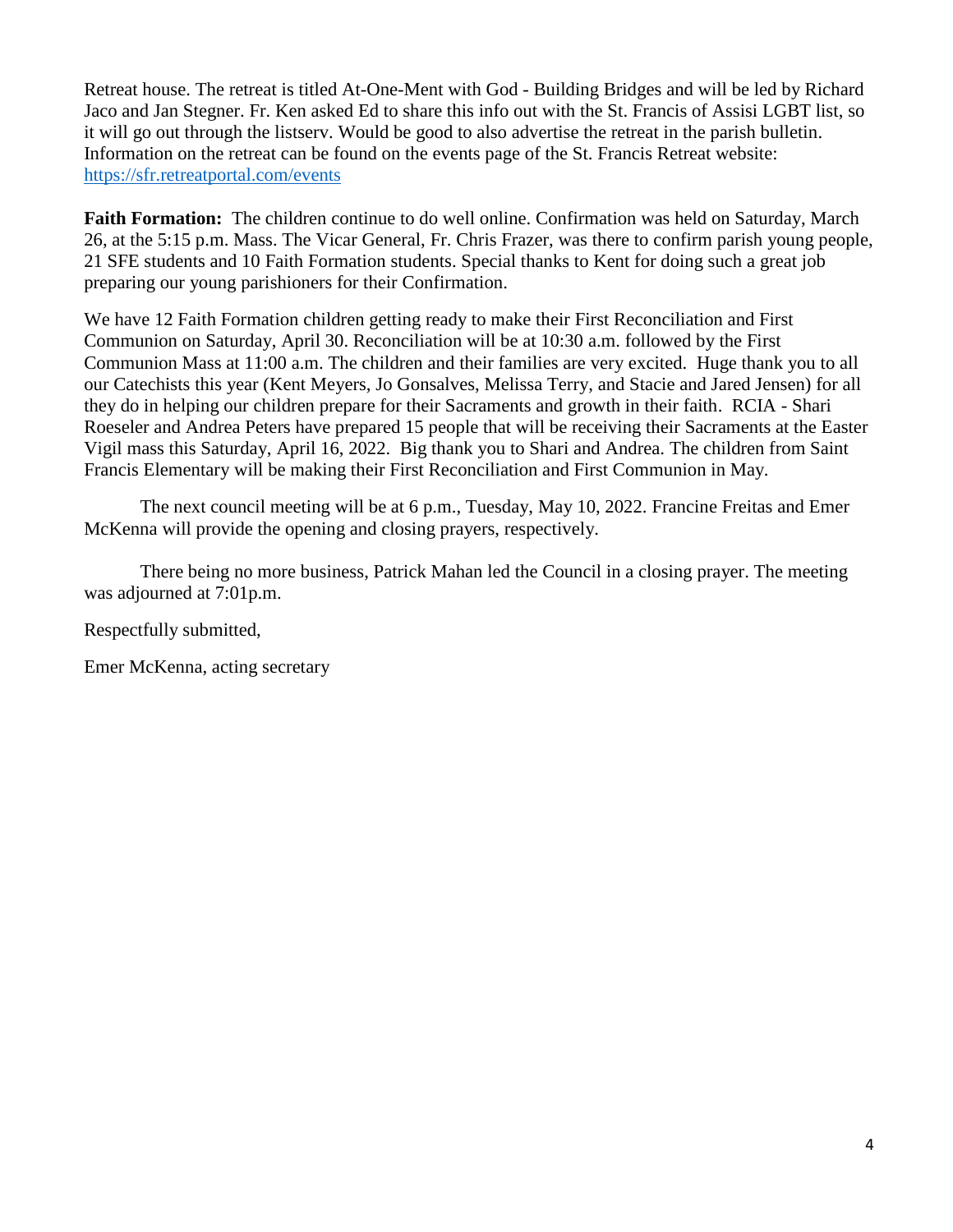Retreat house. The retreat is titled At-One-Ment with God - Building Bridges and will be led by Richard Jaco and Jan Stegner. Fr. Ken asked Ed to share this info out with the St. Francis of Assisi LGBT list, so it will go out through the listserv. Would be good to also advertise the retreat in the parish bulletin. Information on the retreat can be found on the events page of the St. Francis Retreat website: https://sfr.retreatportal.com/events

**Faith Formation:** The children continue to do well online. Confirmation was held on Saturday, March 26, at the 5:15 p.m. Mass. The Vicar General, Fr. Chris Frazer, was there to confirm parish young people, 21 SFE students and 10 Faith Formation students. Special thanks to Kent for doing such a great job preparing our young parishioners for their Confirmation.

We have 12 Faith Formation children getting ready to make their First Reconciliation and First Communion on Saturday, April 30. Reconciliation will be at 10:30 a.m. followed by the First Communion Mass at 11:00 a.m. The children and their families are very excited. Huge thank you to all our Catechists this year (Kent Meyers, Jo Gonsalves, Melissa Terry, and Stacie and Jared Jensen) for all they do in helping our children prepare for their Sacraments and growth in their faith. RCIA - Shari Roeseler and Andrea Peters have prepared 15 people that will be receiving their Sacraments at the Easter Vigil mass this Saturday, April 16, 2022. Big thank you to Shari and Andrea. The children from Saint Francis Elementary will be making their First Reconciliation and First Communion in May.

The next council meeting will be at 6 p.m., Tuesday, May 10, 2022. Francine Freitas and Emer McKenna will provide the opening and closing prayers, respectively.

There being no more business, Patrick Mahan led the Council in a closing prayer. The meeting was adjourned at 7:01p.m.

Respectfully submitted,

Emer McKenna, acting secretary